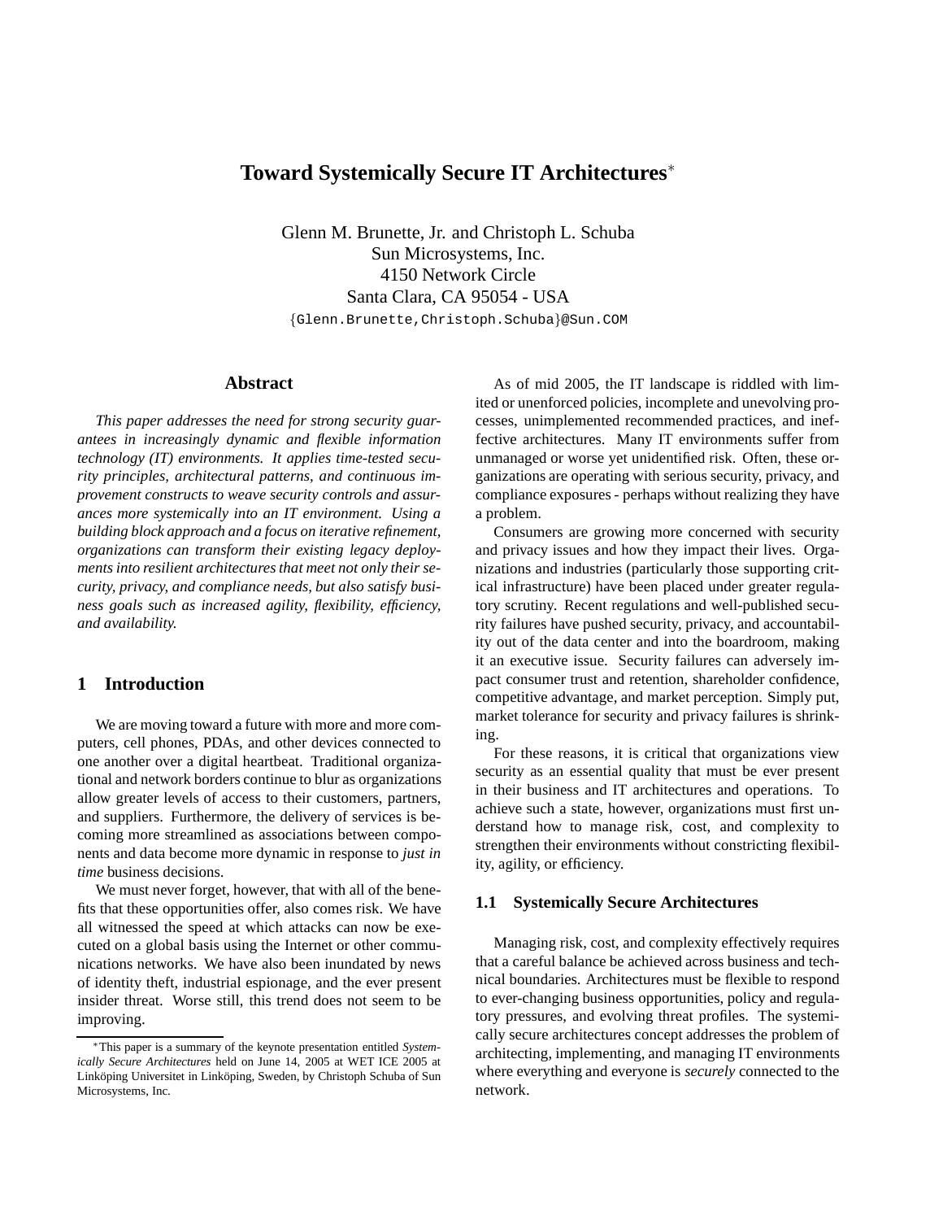# Toward Systemically Secure IT Architectures*

Glenn M. Brunette, Jr. and Christoph L. Schuba
Sun Microsystems, Inc.
4150 Network Circle
Santa Clara, CA 95054 - USA
{Glenn.Brunette,Christoph.Schuba}@Sun.COM

## Abstract

*This paper addresses the need for strong security guarantees in increasingly dynamic and flexible information technology (IT) environments. It applies time-tested security principles, architectural patterns, and continuous improvement constructs to weave security controls and assurances more systemically into an IT environment. Using a building block approach and a focus on iterative refinement, organizations can transform their existing legacy deployments into resilient architectures that meet not only their security, privacy, and compliance needs, but also satisfy business goals such as increased agility, flexibility, efficiency, and availability.*

## 1 Introduction

We are moving toward a future with more and more computers, cell phones, PDAs, and other devices connected to one another over a digital heartbeat. Traditional organizational and network borders continue to blur as organizations allow greater levels of access to their customers, partners, and suppliers. Furthermore, the delivery of services is becoming more streamlined as associations between components and data become more dynamic in response to *just in time* business decisions.

We must never forget, however, that with all of the benefits that these opportunities offer, also comes risk. We have all witnessed the speed at which attacks can now be executed on a global basis using the Internet or other communications networks. We have also been inundated by news of identity theft, industrial espionage, and the ever present insider threat. Worse still, this trend does not seem to be improving.

As of mid 2005, the IT landscape is riddled with limited or unenforced policies, incomplete and unevolving processes, unimplemented recommended practices, and ineffective architectures. Many IT environments suffer from unmanaged or worse yet unidentified risk. Often, these organizations are operating with serious security, privacy, and compliance exposures - perhaps without realizing they have a problem.

Consumers are growing more concerned with security and privacy issues and how they impact their lives. Organizations and industries (particularly those supporting critical infrastructure) have been placed under greater regulatory scrutiny. Recent regulations and well-published security failures have pushed security, privacy, and accountability out of the data center and into the boardroom, making it an executive issue. Security failures can adversely impact consumer trust and retention, shareholder confidence, competitive advantage, and market perception. Simply put, market tolerance for security and privacy failures is shrinking.

For these reasons, it is critical that organizations view security as an essential quality that must be ever present in their business and IT architectures and operations. To achieve such a state, however, organizations must first understand how to manage risk, cost, and complexity to strengthen their environments without constricting flexibility, agility, or efficiency.

### 1.1 Systemically Secure Architectures

Managing risk, cost, and complexity effectively requires that a careful balance be achieved across business and technical boundaries. Architectures must be flexible to respond to ever-changing business opportunities, policy and regulatory pressures, and evolving threat profiles. The systemically secure architectures concept addresses the problem of architecting, implementing, and managing IT environments where everything and everyone is *securely* connected to the network.

*This paper is a summary of the keynote presentation entitled *Systemically Secure Architectures* held on June 14, 2005 at WET ICE 2005 at Linköping Universitet in Linköping, Sweden, by Christoph Schuba of Sun Microsystems, Inc.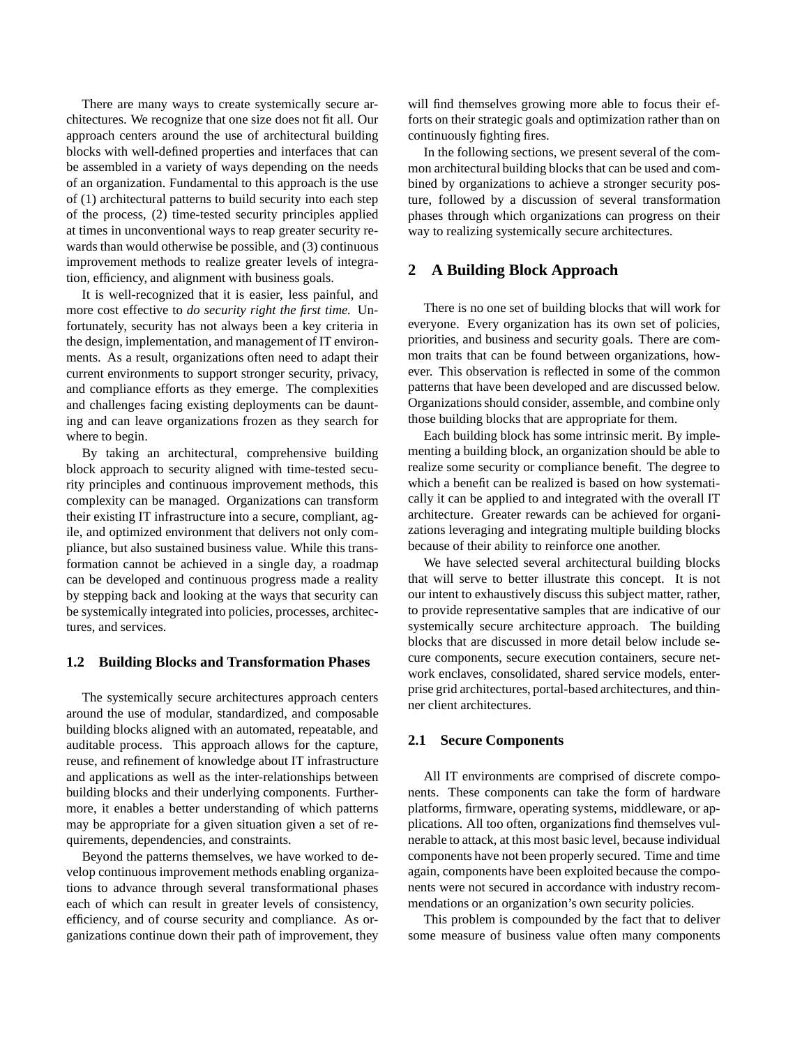There are many ways to create systemically secure architectures. We recognize that one size does not fit all. Our approach centers around the use of architectural building blocks with well-defined properties and interfaces that can be assembled in a variety of ways depending on the needs of an organization. Fundamental to this approach is the use of (1) architectural patterns to build security into each step of the process, (2) time-tested security principles applied at times in unconventional ways to reap greater security rewards than would otherwise be possible, and (3) continuous improvement methods to realize greater levels of integration, efficiency, and alignment with business goals.

It is well-recognized that it is easier, less painful, and more cost effective to *do security right the first time.* Unfortunately, security has not always been a key criteria in the design, implementation, and management of IT environments. As a result, organizations often need to adapt their current environments to support stronger security, privacy, and compliance efforts as they emerge. The complexities and challenges facing existing deployments can be daunting and can leave organizations frozen as they search for where to begin.

By taking an architectural, comprehensive building block approach to security aligned with time-tested security principles and continuous improvement methods, this complexity can be managed. Organizations can transform their existing IT infrastructure into a secure, compliant, agile, and optimized environment that delivers not only compliance, but also sustained business value. While this transformation cannot be achieved in a single day, a roadmap can be developed and continuous progress made a reality by stepping back and looking at the ways that security can be systemically integrated into policies, processes, architectures, and services.

### 1.2 Building Blocks and Transformation Phases

The systemically secure architectures approach centers around the use of modular, standardized, and composable building blocks aligned with an automated, repeatable, and auditable process. This approach allows for the capture, reuse, and refinement of knowledge about IT infrastructure and applications as well as the inter-relationships between building blocks and their underlying components. Furthermore, it enables a better understanding of which patterns may be appropriate for a given situation given a set of requirements, dependencies, and constraints.

Beyond the patterns themselves, we have worked to develop continuous improvement methods enabling organizations to advance through several transformational phases each of which can result in greater levels of consistency, efficiency, and of course security and compliance. As organizations continue down their path of improvement, they will find themselves growing more able to focus their efforts on their strategic goals and optimization rather than on continuously fighting fires.

In the following sections, we present several of the common architectural building blocks that can be used and combined by organizations to achieve a stronger security posture, followed by a discussion of several transformation phases through which organizations can progress on their way to realizing systemically secure architectures.

## 2 A Building Block Approach

There is no one set of building blocks that will work for everyone. Every organization has its own set of policies, priorities, and business and security goals. There are common traits that can be found between organizations, however. This observation is reflected in some of the common patterns that have been developed and are discussed below. Organizations should consider, assemble, and combine only those building blocks that are appropriate for them.

Each building block has some intrinsic merit. By implementing a building block, an organization should be able to realize some security or compliance benefit. The degree to which a benefit can be realized is based on how systematically it can be applied to and integrated with the overall IT architecture. Greater rewards can be achieved for organizations leveraging and integrating multiple building blocks because of their ability to reinforce one another.

We have selected several architectural building blocks that will serve to better illustrate this concept. It is not our intent to exhaustively discuss this subject matter, rather, to provide representative samples that are indicative of our systemically secure architecture approach. The building blocks that are discussed in more detail below include secure components, secure execution containers, secure network enclaves, consolidated, shared service models, enterprise grid architectures, portal-based architectures, and thinner client architectures.

### 2.1 Secure Components

All IT environments are comprised of discrete components. These components can take the form of hardware platforms, firmware, operating systems, middleware, or applications. All too often, organizations find themselves vulnerable to attack, at this most basic level, because individual components have not been properly secured. Time and time again, components have been exploited because the components were not secured in accordance with industry recommendations or an organization's own security policies.

This problem is compounded by the fact that to deliver some measure of business value often many components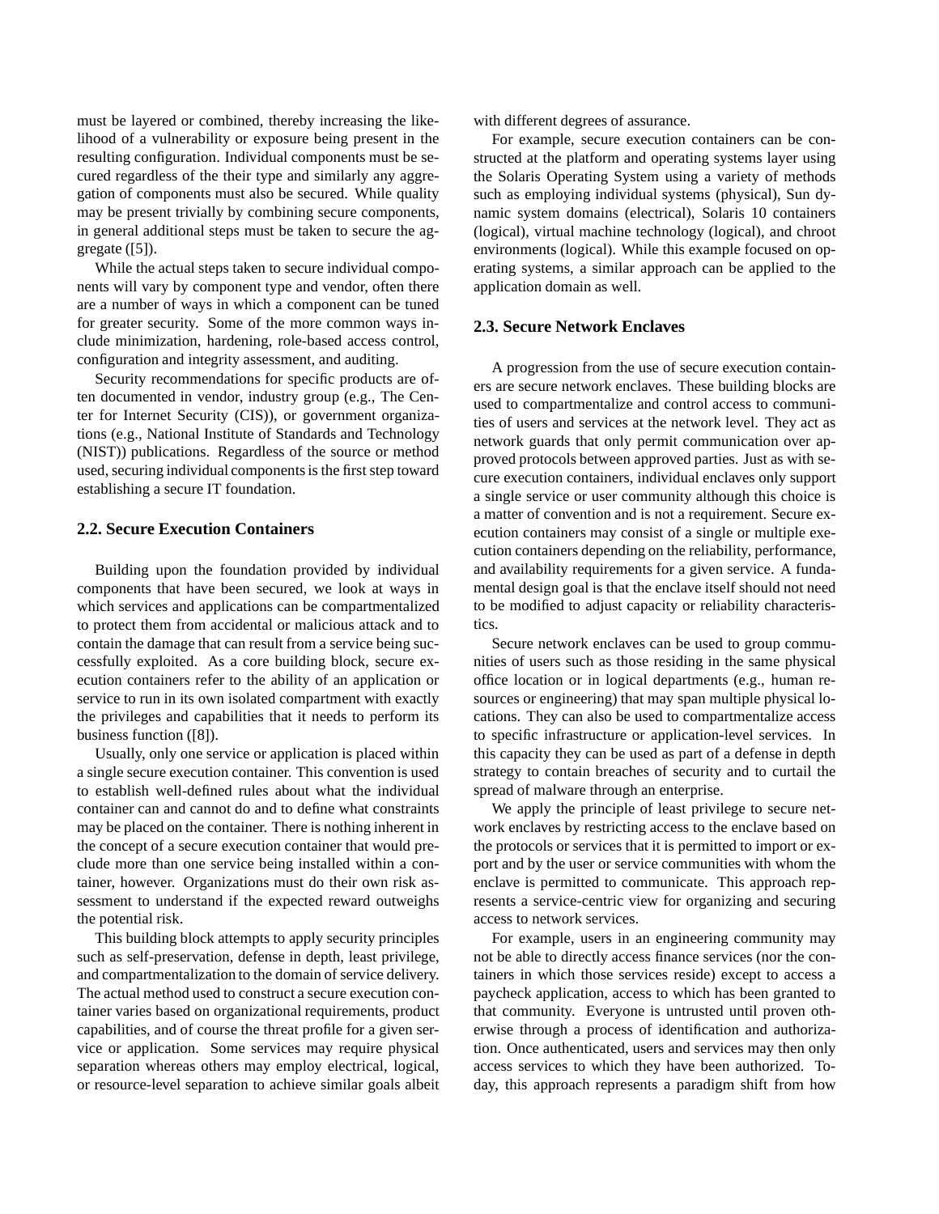must be layered or combined, thereby increasing the likelihood of a vulnerability or exposure being present in the resulting configuration. Individual components must be secured regardless of the their type and similarly any aggregation of components must also be secured. While quality may be present trivially by combining secure components, in general additional steps must be taken to secure the aggregate ([5]).

While the actual steps taken to secure individual components will vary by component type and vendor, often there are a number of ways in which a component can be tuned for greater security. Some of the more common ways include minimization, hardening, role-based access control, configuration and integrity assessment, and auditing.

Security recommendations for specific products are often documented in vendor, industry group (e.g., The Center for Internet Security (CIS)), or government organizations (e.g., National Institute of Standards and Technology (NIST)) publications. Regardless of the source or method used, securing individual components is the first step toward establishing a secure IT foundation.

### 2.2. Secure Execution Containers

Building upon the foundation provided by individual components that have been secured, we look at ways in which services and applications can be compartmentalized to protect them from accidental or malicious attack and to contain the damage that can result from a service being successfully exploited. As a core building block, secure execution containers refer to the ability of an application or service to run in its own isolated compartment with exactly the privileges and capabilities that it needs to perform its business function ([8]).

Usually, only one service or application is placed within a single secure execution container. This convention is used to establish well-defined rules about what the individual container can and cannot do and to define what constraints may be placed on the container. There is nothing inherent in the concept of a secure execution container that would preclude more than one service being installed within a container, however. Organizations must do their own risk assessment to understand if the expected reward outweighs the potential risk.

This building block attempts to apply security principles such as self-preservation, defense in depth, least privilege, and compartmentalization to the domain of service delivery. The actual method used to construct a secure execution container varies based on organizational requirements, product capabilities, and of course the threat profile for a given service or application. Some services may require physical separation whereas others may employ electrical, logical, or resource-level separation to achieve similar goals albeit with different degrees of assurance.

For example, secure execution containers can be constructed at the platform and operating systems layer using the Solaris Operating System using a variety of methods such as employing individual systems (physical), Sun dynamic system domains (electrical), Solaris 10 containers (logical), virtual machine technology (logical), and chroot environments (logical). While this example focused on operating systems, a similar approach can be applied to the application domain as well.

### 2.3. Secure Network Enclaves

A progression from the use of secure execution containers are secure network enclaves. These building blocks are used to compartmentalize and control access to communities of users and services at the network level. They act as network guards that only permit communication over approved protocols between approved parties. Just as with secure execution containers, individual enclaves only support a single service or user community although this choice is a matter of convention and is not a requirement. Secure execution containers may consist of a single or multiple execution containers depending on the reliability, performance, and availability requirements for a given service. A fundamental design goal is that the enclave itself should not need to be modified to adjust capacity or reliability characteristics.

Secure network enclaves can be used to group communities of users such as those residing in the same physical office location or in logical departments (e.g., human resources or engineering) that may span multiple physical locations. They can also be used to compartmentalize access to specific infrastructure or application-level services. In this capacity they can be used as part of a defense in depth strategy to contain breaches of security and to curtail the spread of malware through an enterprise.

We apply the principle of least privilege to secure network enclaves by restricting access to the enclave based on the protocols or services that it is permitted to import or export and by the user or service communities with whom the enclave is permitted to communicate. This approach represents a service-centric view for organizing and securing access to network services.

For example, users in an engineering community may not be able to directly access finance services (nor the containers in which those services reside) except to access a paycheck application, access to which has been granted to that community. Everyone is untrusted until proven otherwise through a process of identification and authorization. Once authenticated, users and services may then only access services to which they have been authorized. Today, this approach represents a paradigm shift from how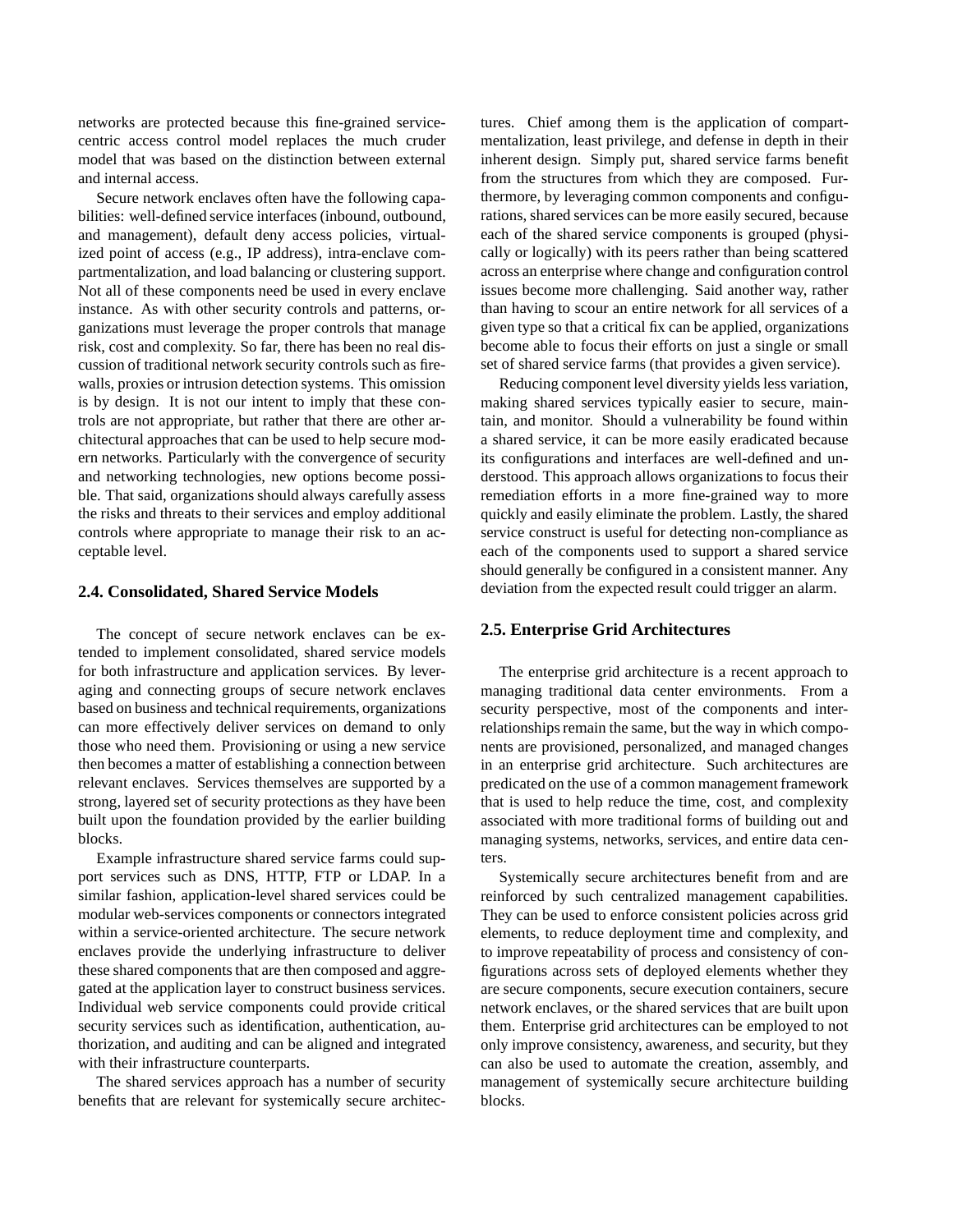networks are protected because this fine-grained service-centric access control model replaces the much cruder model that was based on the distinction between external and internal access.

Secure network enclaves often have the following capabilities: well-defined service interfaces (inbound, outbound, and management), default deny access policies, virtualized point of access (e.g., IP address), intra-enclave compartmentalization, and load balancing or clustering support. Not all of these components need be used in every enclave instance. As with other security controls and patterns, organizations must leverage the proper controls that manage risk, cost and complexity. So far, there has been no real discussion of traditional network security controls such as firewalls, proxies or intrusion detection systems. This omission is by design. It is not our intent to imply that these controls are not appropriate, but rather that there are other architectural approaches that can be used to help secure modern networks. Particularly with the convergence of security and networking technologies, new options become possible. That said, organizations should always carefully assess the risks and threats to their services and employ additional controls where appropriate to manage their risk to an acceptable level.

### 2.4. Consolidated, Shared Service Models

The concept of secure network enclaves can be extended to implement consolidated, shared service models for both infrastructure and application services. By leveraging and connecting groups of secure network enclaves based on business and technical requirements, organizations can more effectively deliver services on demand to only those who need them. Provisioning or using a new service then becomes a matter of establishing a connection between relevant enclaves. Services themselves are supported by a strong, layered set of security protections as they have been built upon the foundation provided by the earlier building blocks.

Example infrastructure shared service farms could support services such as DNS, HTTP, FTP or LDAP. In a similar fashion, application-level shared services could be modular web-services components or connectors integrated within a service-oriented architecture. The secure network enclaves provide the underlying infrastructure to deliver these shared components that are then composed and aggregated at the application layer to construct business services. Individual web service components could provide critical security services such as identification, authentication, authorization, and auditing and can be aligned and integrated with their infrastructure counterparts.

The shared services approach has a number of security benefits that are relevant for systemically secure architectures. Chief among them is the application of compartmentalization, least privilege, and defense in depth in their inherent design. Simply put, shared service farms benefit from the structures from which they are composed. Furthermore, by leveraging common components and configurations, shared services can be more easily secured, because each of the shared service components is grouped (physically or logically) with its peers rather than being scattered across an enterprise where change and configuration control issues become more challenging. Said another way, rather than having to scour an entire network for all services of a given type so that a critical fix can be applied, organizations become able to focus their efforts on just a single or small set of shared service farms (that provides a given service).

Reducing component level diversity yields less variation, making shared services typically easier to secure, maintain, and monitor. Should a vulnerability be found within a shared service, it can be more easily eradicated because its configurations and interfaces are well-defined and understood. This approach allows organizations to focus their remediation efforts in a more fine-grained way to more quickly and easily eliminate the problem. Lastly, the shared service construct is useful for detecting non-compliance as each of the components used to support a shared service should generally be configured in a consistent manner. Any deviation from the expected result could trigger an alarm.

### 2.5. Enterprise Grid Architectures

The enterprise grid architecture is a recent approach to managing traditional data center environments. From a security perspective, most of the components and interrelationships remain the same, but the way in which components are provisioned, personalized, and managed changes in an enterprise grid architecture. Such architectures are predicated on the use of a common management framework that is used to help reduce the time, cost, and complexity associated with more traditional forms of building out and managing systems, networks, services, and entire data centers.

Systemically secure architectures benefit from and are reinforced by such centralized management capabilities. They can be used to enforce consistent policies across grid elements, to reduce deployment time and complexity, and to improve repeatability of process and consistency of configurations across sets of deployed elements whether they are secure components, secure execution containers, secure network enclaves, or the shared services that are built upon them. Enterprise grid architectures can be employed to not only improve consistency, awareness, and security, but they can also be used to automate the creation, assembly, and management of systemically secure architecture building blocks.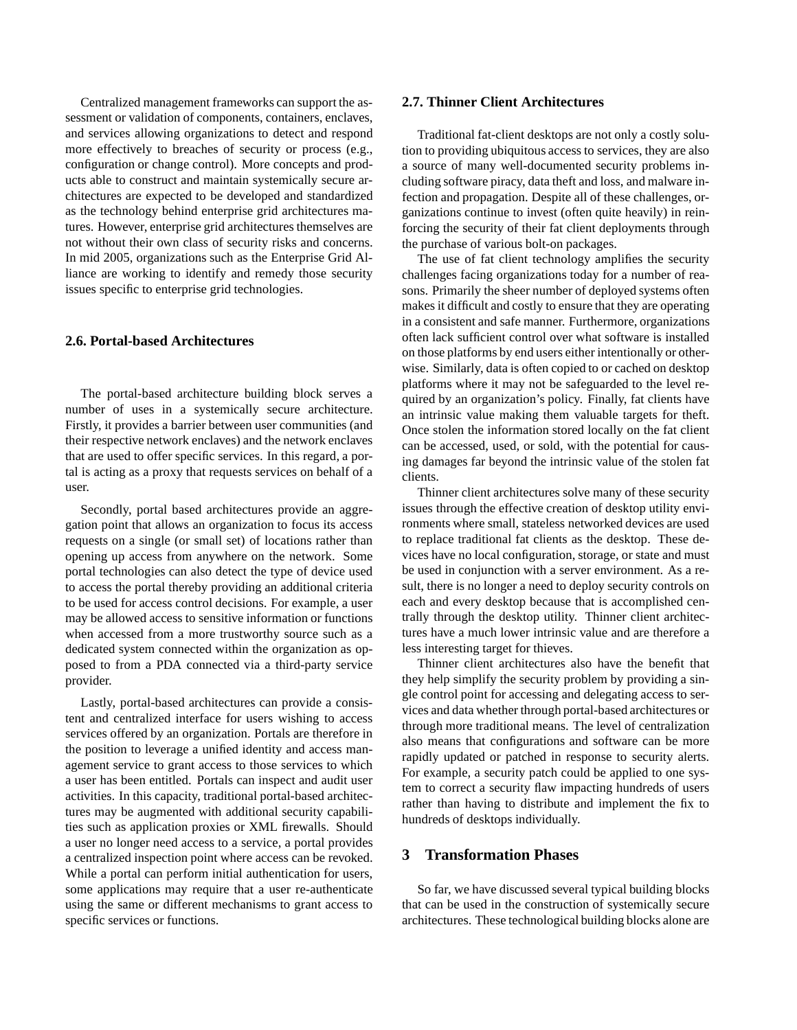Centralized management frameworks can support the assessment or validation of components, containers, enclaves, and services allowing organizations to detect and respond more effectively to breaches of security or process (e.g., configuration or change control). More concepts and products able to construct and maintain systemically secure architectures are expected to be developed and standardized as the technology behind enterprise grid architectures matures. However, enterprise grid architectures themselves are not without their own class of security risks and concerns. In mid 2005, organizations such as the Enterprise Grid Alliance are working to identify and remedy those security issues specific to enterprise grid technologies.

### 2.6. Portal-based Architectures

The portal-based architecture building block serves a number of uses in a systemically secure architecture. Firstly, it provides a barrier between user communities (and their respective network enclaves) and the network enclaves that are used to offer specific services. In this regard, a portal is acting as a proxy that requests services on behalf of a user.

Secondly, portal based architectures provide an aggregation point that allows an organization to focus its access requests on a single (or small set) of locations rather than opening up access from anywhere on the network. Some portal technologies can also detect the type of device used to access the portal thereby providing an additional criteria to be used for access control decisions. For example, a user may be allowed access to sensitive information or functions when accessed from a more trustworthy source such as a dedicated system connected within the organization as opposed to from a PDA connected via a third-party service provider.

Lastly, portal-based architectures can provide a consistent and centralized interface for users wishing to access services offered by an organization. Portals are therefore in the position to leverage a unified identity and access management service to grant access to those services to which a user has been entitled. Portals can inspect and audit user activities. In this capacity, traditional portal-based architectures may be augmented with additional security capabilities such as application proxies or XML firewalls. Should a user no longer need access to a service, a portal provides a centralized inspection point where access can be revoked. While a portal can perform initial authentication for users, some applications may require that a user re-authenticate using the same or different mechanisms to grant access to specific services or functions.

### 2.7. Thinner Client Architectures

Traditional fat-client desktops are not only a costly solution to providing ubiquitous access to services, they are also a source of many well-documented security problems including software piracy, data theft and loss, and malware infection and propagation. Despite all of these challenges, organizations continue to invest (often quite heavily) in reinforcing the security of their fat client deployments through the purchase of various bolt-on packages.

The use of fat client technology amplifies the security challenges facing organizations today for a number of reasons. Primarily the sheer number of deployed systems often makes it difficult and costly to ensure that they are operating in a consistent and safe manner. Furthermore, organizations often lack sufficient control over what software is installed on those platforms by end users either intentionally or otherwise. Similarly, data is often copied to or cached on desktop platforms where it may not be safeguarded to the level required by an organization's policy. Finally, fat clients have an intrinsic value making them valuable targets for theft. Once stolen the information stored locally on the fat client can be accessed, used, or sold, with the potential for causing damages far beyond the intrinsic value of the stolen fat clients.

Thinner client architectures solve many of these security issues through the effective creation of desktop utility environments where small, stateless networked devices are used to replace traditional fat clients as the desktop. These devices have no local configuration, storage, or state and must be used in conjunction with a server environment. As a result, there is no longer a need to deploy security controls on each and every desktop because that is accomplished centrally through the desktop utility. Thinner client architectures have a much lower intrinsic value and are therefore a less interesting target for thieves.

Thinner client architectures also have the benefit that they help simplify the security problem by providing a single control point for accessing and delegating access to services and data whether through portal-based architectures or through more traditional means. The level of centralization also means that configurations and software can be more rapidly updated or patched in response to security alerts. For example, a security patch could be applied to one system to correct a security flaw impacting hundreds of users rather than having to distribute and implement the fix to hundreds of desktops individually.

## 3 Transformation Phases

So far, we have discussed several typical building blocks that can be used in the construction of systemically secure architectures. These technological building blocks alone are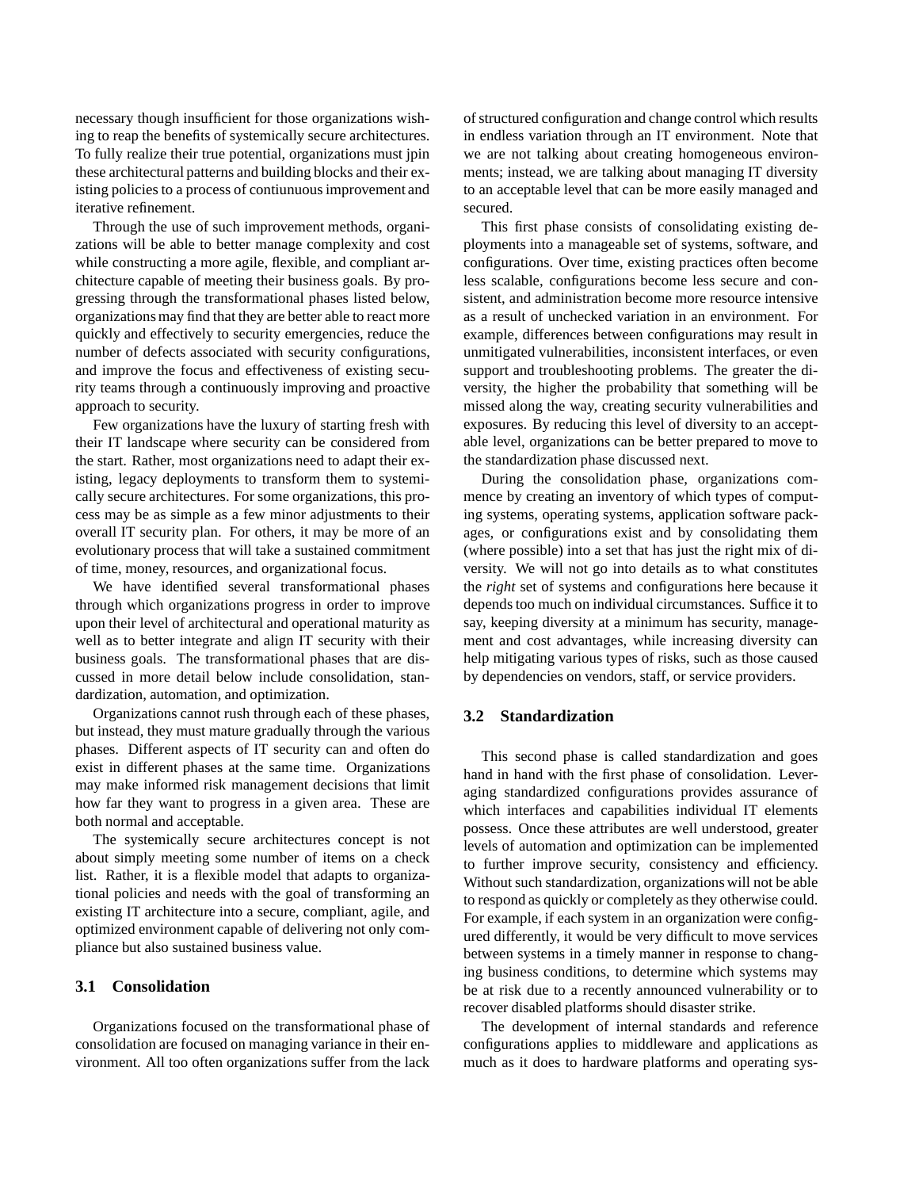necessary though insufficient for those organizations wishing to reap the benefits of systemically secure architectures. To fully realize their true potential, organizations must jpin these architectural patterns and building blocks and their existing policies to a process of contiunuous improvement and iterative refinement.

Through the use of such improvement methods, organizations will be able to better manage complexity and cost while constructing a more agile, flexible, and compliant architecture capable of meeting their business goals. By progressing through the transformational phases listed below, organizations may find that they are better able to react more quickly and effectively to security emergencies, reduce the number of defects associated with security configurations, and improve the focus and effectiveness of existing security teams through a continuously improving and proactive approach to security.

Few organizations have the luxury of starting fresh with their IT landscape where security can be considered from the start. Rather, most organizations need to adapt their existing, legacy deployments to transform them to systemically secure architectures. For some organizations, this process may be as simple as a few minor adjustments to their overall IT security plan. For others, it may be more of an evolutionary process that will take a sustained commitment of time, money, resources, and organizational focus.

We have identified several transformational phases through which organizations progress in order to improve upon their level of architectural and operational maturity as well as to better integrate and align IT security with their business goals. The transformational phases that are discussed in more detail below include consolidation, standardization, automation, and optimization.

Organizations cannot rush through each of these phases, but instead, they must mature gradually through the various phases. Different aspects of IT security can and often do exist in different phases at the same time. Organizations may make informed risk management decisions that limit how far they want to progress in a given area. These are both normal and acceptable.

The systemically secure architectures concept is not about simply meeting some number of items on a check list. Rather, it is a flexible model that adapts to organizational policies and needs with the goal of transforming an existing IT architecture into a secure, compliant, agile, and optimized environment capable of delivering not only compliance but also sustained business value.

### 3.1 Consolidation

Organizations focused on the transformational phase of consolidation are focused on managing variance in their environment. All too often organizations suffer from the lack of structured configuration and change control which results in endless variation through an IT environment. Note that we are not talking about creating homogeneous environments; instead, we are talking about managing IT diversity to an acceptable level that can be more easily managed and secured.

This first phase consists of consolidating existing deployments into a manageable set of systems, software, and configurations. Over time, existing practices often become less scalable, configurations become less secure and consistent, and administration become more resource intensive as a result of unchecked variation in an environment. For example, differences between configurations may result in unmitigated vulnerabilities, inconsistent interfaces, or even support and troubleshooting problems. The greater the diversity, the higher the probability that something will be missed along the way, creating security vulnerabilities and exposures. By reducing this level of diversity to an acceptable level, organizations can be better prepared to move to the standardization phase discussed next.

During the consolidation phase, organizations commence by creating an inventory of which types of computing systems, operating systems, application software packages, or configurations exist and by consolidating them (where possible) into a set that has just the right mix of diversity. We will not go into details as to what constitutes the *right* set of systems and configurations here because it depends too much on individual circumstances. Suffice it to say, keeping diversity at a minimum has security, management and cost advantages, while increasing diversity can help mitigating various types of risks, such as those caused by dependencies on vendors, staff, or service providers.

### 3.2 Standardization

This second phase is called standardization and goes hand in hand with the first phase of consolidation. Leveraging standardized configurations provides assurance of which interfaces and capabilities individual IT elements possess. Once these attributes are well understood, greater levels of automation and optimization can be implemented to further improve security, consistency and efficiency. Without such standardization, organizations will not be able to respond as quickly or completely as they otherwise could. For example, if each system in an organization were configured differently, it would be very difficult to move services between systems in a timely manner in response to changing business conditions, to determine which systems may be at risk due to a recently announced vulnerability or to recover disabled platforms should disaster strike.

The development of internal standards and reference configurations applies to middleware and applications as much as it does to hardware platforms and operating sys-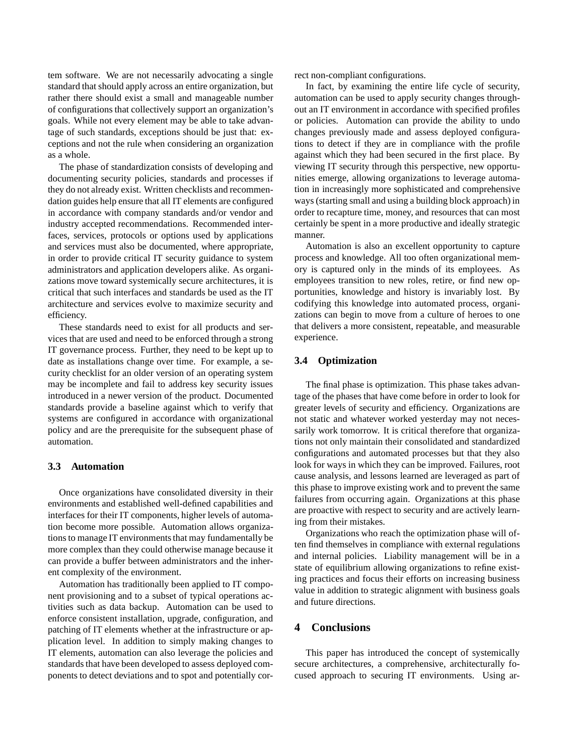tem software. We are not necessarily advocating a single standard that should apply across an entire organization, but rather there should exist a small and manageable number of configurations that collectively support an organization's goals. While not every element may be able to take advantage of such standards, exceptions should be just that: exceptions and not the rule when considering an organization as a whole.

The phase of standardization consists of developing and documenting security policies, standards and processes if they do not already exist. Written checklists and recommendation guides help ensure that all IT elements are configured in accordance with company standards and/or vendor and industry accepted recommendations. Recommended interfaces, services, protocols or options used by applications and services must also be documented, where appropriate, in order to provide critical IT security guidance to system administrators and application developers alike. As organizations move toward systemically secure architectures, it is critical that such interfaces and standards be used as the IT architecture and services evolve to maximize security and efficiency.

These standards need to exist for all products and services that are used and need to be enforced through a strong IT governance process. Further, they need to be kept up to date as installations change over time. For example, a security checklist for an older version of an operating system may be incomplete and fail to address key security issues introduced in a newer version of the product. Documented standards provide a baseline against which to verify that systems are configured in accordance with organizational policy and are the prerequisite for the subsequent phase of automation.

### 3.3 Automation

Once organizations have consolidated diversity in their environments and established well-defined capabilities and interfaces for their IT components, higher levels of automation become more possible. Automation allows organizations to manage IT environments that may fundamentally be more complex than they could otherwise manage because it can provide a buffer between administrators and the inherent complexity of the environment.

Automation has traditionally been applied to IT component provisioning and to a subset of typical operations activities such as data backup. Automation can be used to enforce consistent installation, upgrade, configuration, and patching of IT elements whether at the infrastructure or application level. In addition to simply making changes to IT elements, automation can also leverage the policies and standards that have been developed to assess deployed components to detect deviations and to spot and potentially correct non-compliant configurations.

In fact, by examining the entire life cycle of security, automation can be used to apply security changes throughout an IT environment in accordance with specified profiles or policies. Automation can provide the ability to undo changes previously made and assess deployed configurations to detect if they are in compliance with the profile against which they had been secured in the first place. By viewing IT security through this perspective, new opportunities emerge, allowing organizations to leverage automation in increasingly more sophisticated and comprehensive ways (starting small and using a building block approach) in order to recapture time, money, and resources that can most certainly be spent in a more productive and ideally strategic manner.

Automation is also an excellent opportunity to capture process and knowledge. All too often organizational memory is captured only in the minds of its employees. As employees transition to new roles, retire, or find new opportunities, knowledge and history is invariably lost. By codifying this knowledge into automated process, organizations can begin to move from a culture of heroes to one that delivers a more consistent, repeatable, and measurable experience.

### 3.4 Optimization

The final phase is optimization. This phase takes advantage of the phases that have come before in order to look for greater levels of security and efficiency. Organizations are not static and whatever worked yesterday may not necessarily work tomorrow. It is critical therefore that organizations not only maintain their consolidated and standardized configurations and automated processes but that they also look for ways in which they can be improved. Failures, root cause analysis, and lessons learned are leveraged as part of this phase to improve existing work and to prevent the same failures from occurring again. Organizations at this phase are proactive with respect to security and are actively learning from their mistakes.

Organizations who reach the optimization phase will often find themselves in compliance with external regulations and internal policies. Liability management will be in a state of equilibrium allowing organizations to refine existing practices and focus their efforts on increasing business value in addition to strategic alignment with business goals and future directions.

## 4 Conclusions

This paper has introduced the concept of systemically secure architectures, a comprehensive, architecturally focused approach to securing IT environments. Using ar-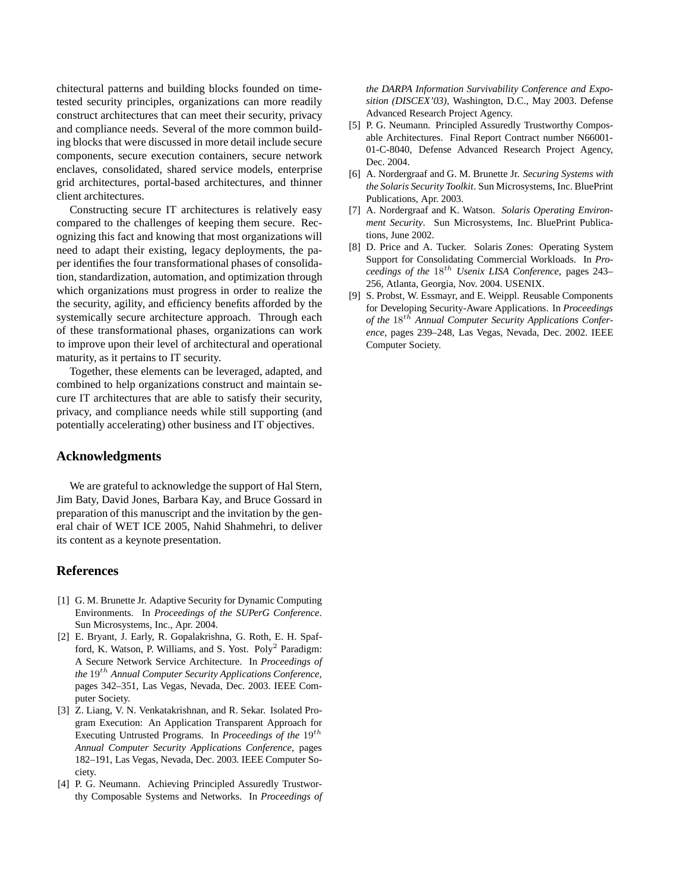chitectural patterns and building blocks founded on time-tested security principles, organizations can more readily construct architectures that can meet their security, privacy and compliance needs. Several of the more common building blocks that were discussed in more detail include secure components, secure execution containers, secure network enclaves, consolidated, shared service models, enterprise grid architectures, portal-based architectures, and thinner client architectures.

Constructing secure IT architectures is relatively easy compared to the challenges of keeping them secure. Recognizing this fact and knowing that most organizations will need to adapt their existing, legacy deployments, the paper identifies the four transformational phases of consolidation, standardization, automation, and optimization through which organizations must progress in order to realize the the security, agility, and efficiency benefits afforded by the systemically secure architecture approach. Through each of these transformational phases, organizations can work to improve upon their level of architectural and operational maturity, as it pertains to IT security.

Together, these elements can be leveraged, adapted, and combined to help organizations construct and maintain secure IT architectures that are able to satisfy their security, privacy, and compliance needs while still supporting (and potentially accelerating) other business and IT objectives.

## Acknowledgments

We are grateful to acknowledge the support of Hal Stern, Jim Baty, David Jones, Barbara Kay, and Bruce Gossard in preparation of this manuscript and the invitation by the general chair of WET ICE 2005, Nahid Shahmehri, to deliver its content as a keynote presentation.

## References

[1] G. M. Brunette Jr. Adaptive Security for Dynamic Computing Environments. In *Proceedings of the SUPerG Conference*. Sun Microsystems, Inc., Apr. 2004.

[2] E. Bryant, J. Early, R. Gopalakrishna, G. Roth, E. H. Spafford, K. Watson, P. Williams, and S. Yost. Poly$^2$ Paradigm: A Secure Network Service Architecture. In *Proceedings of the* $19^{th}$ *Annual Computer Security Applications Conference*, pages 342–351, Las Vegas, Nevada, Dec. 2003. IEEE Computer Society.

[3] Z. Liang, V. N. Venkatakrishnan, and R. Sekar. Isolated Program Execution: An Application Transparent Approach for Executing Untrusted Programs. In *Proceedings of the* $19^{th}$ *Annual Computer Security Applications Conference*, pages 182–191, Las Vegas, Nevada, Dec. 2003. IEEE Computer Society.

[4] P. G. Neumann. Achieving Principled Assuredly Trustworthy Composable Systems and Networks. In *Proceedings of the DARPA Information Survivability Conference and Exposition (DISCEX'03)*, Washington, D.C., May 2003. Defense Advanced Research Project Agency.

[5] P. G. Neumann. Principled Assuredly Trustworthy Composable Architectures. Final Report Contract number N66001-01-C-8040, Defense Advanced Research Project Agency, Dec. 2004.

[6] A. Nordergraaf and G. M. Brunette Jr. *Securing Systems with the Solaris Security Toolkit*. Sun Microsystems, Inc. BluePrint Publications, Apr. 2003.

[7] A. Nordergraaf and K. Watson. *Solaris Operating Environment Security*. Sun Microsystems, Inc. BluePrint Publications, June 2002.

[8] D. Price and A. Tucker. Solaris Zones: Operating System Support for Consolidating Commercial Workloads. In *Proceedings of the* $18^{th}$ *Usenix LISA Conference*, pages 243–256, Atlanta, Georgia, Nov. 2004. USENIX.

[9] S. Probst, W. Essmayr, and E. Weippl. Reusable Components for Developing Security-Aware Applications. In *Proceedings of the* $18^{th}$ *Annual Computer Security Applications Conference*, pages 239–248, Las Vegas, Nevada, Dec. 2002. IEEE Computer Society.